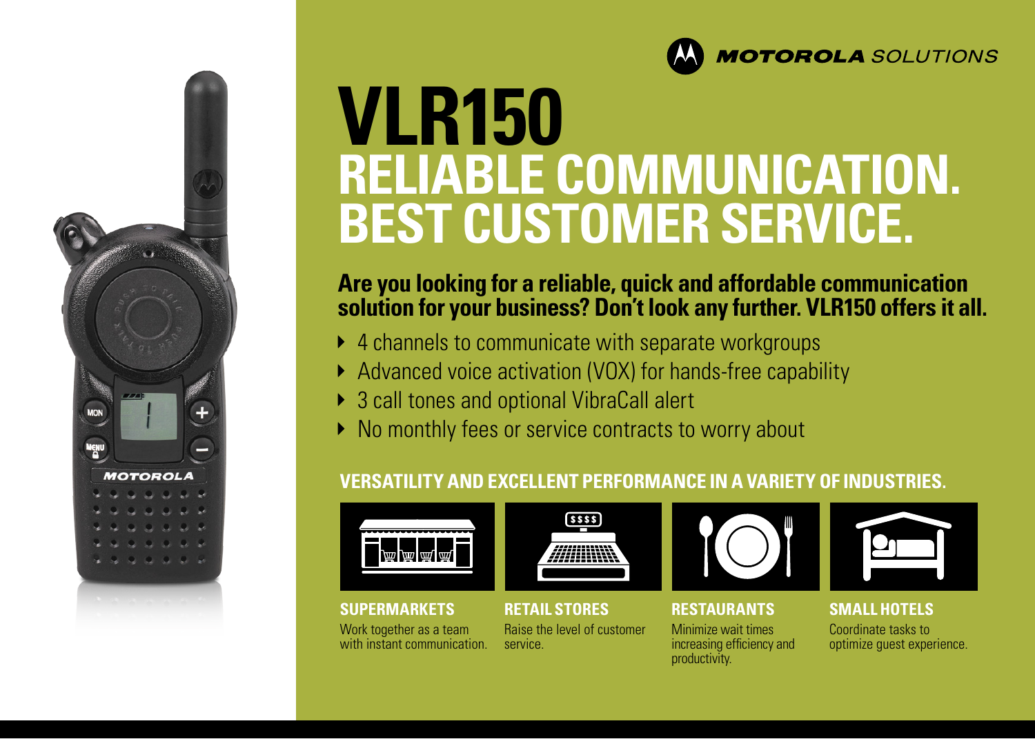MOTOROLA SOLUTIONS

# VLR150

## RELIABLE COMMUNICATION. BEST CUSTOMER SERVICE.

**Are you looking for a reliable, quick and affordable communication solution for your business? Don't look any further. VLR150 offers it all.**

- 4 channels to communicate with separate workgroups
- Advanced voice activation (VOX) for hands-free capability
- 3 call tones and optional VibraCall alert
- No monthly fees or service contracts to worry about

### VERSATILITY AND EXCELLENT PERFORMANCE IN A VARIETY OF INDUSTRIES.

**SUPERMARKETS**
Work together as a team with instant communication.

**RETAIL STORES**
Raise the level of customer service.

**RESTAURANTS**
Minimize wait times increasing efficiency and productivity.

**SMALL HOTELS**
Coordinate tasks to optimize guest experience.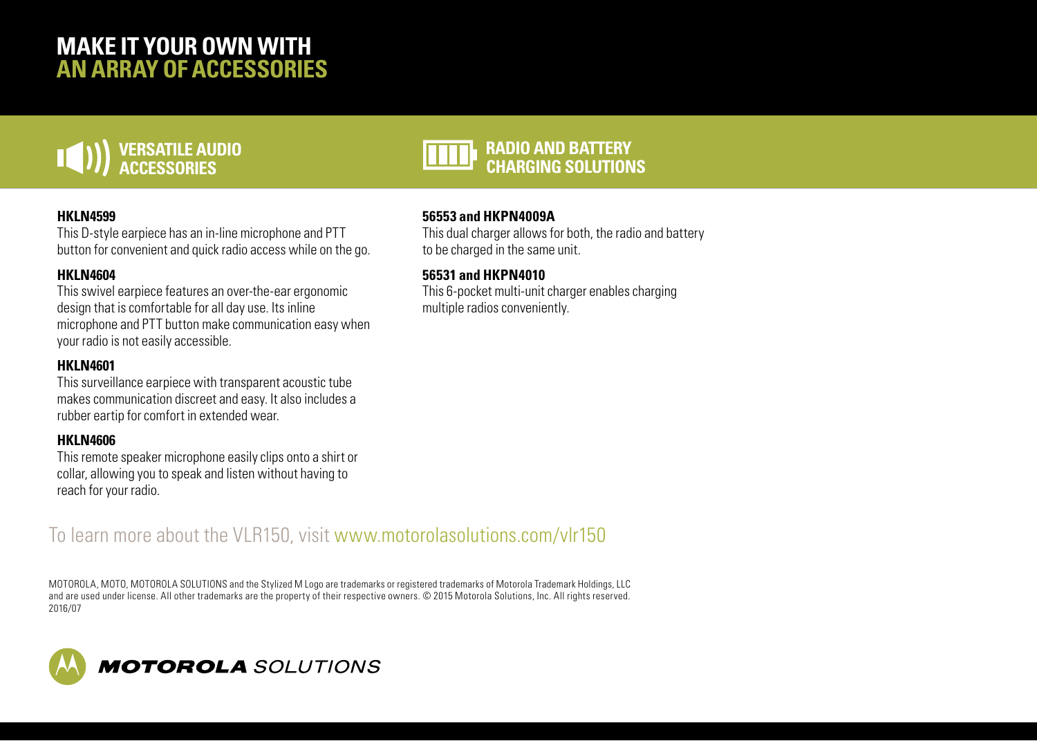# MAKE IT YOUR OWN WITH AN ARRAY OF ACCESSORIES

## VERSATILE AUDIO ACCESSORIES

**HKLN4599**
This D-style earpiece has an in-line microphone and PTT button for convenient and quick radio access while on the go.

**HKLN4604**
This swivel earpiece features an over-the-ear ergonomic design that is comfortable for all day use. Its inline microphone and PTT button make communication easy when your radio is not easily accessible.

**HKLN4601**
This surveillance earpiece with transparent acoustic tube makes communication discreet and easy. It also includes a rubber eartip for comfort in extended wear.

**HKLN4606**
This remote speaker microphone easily clips onto a shirt or collar, allowing you to speak and listen without having to reach for your radio.

## RADIO AND BATTERY CHARGING SOLUTIONS

**56553 and HKPN4009A**
This dual charger allows for both, the radio and battery to be charged in the same unit.

**56531 and HKPN4010**
This 6-pocket multi-unit charger enables charging multiple radios conveniently.

To learn more about the VLR150, visit www.motorolasolutions.com/vlr150

MOTOROLA, MOTO, MOTOROLA SOLUTIONS and the Stylized M Logo are trademarks or registered trademarks of Motorola Trademark Holdings, LLC and are used under license. All other trademarks are the property of their respective owners. © 2015 Motorola Solutions, Inc. All rights reserved. 2016/07

MOTOROLA SOLUTIONS